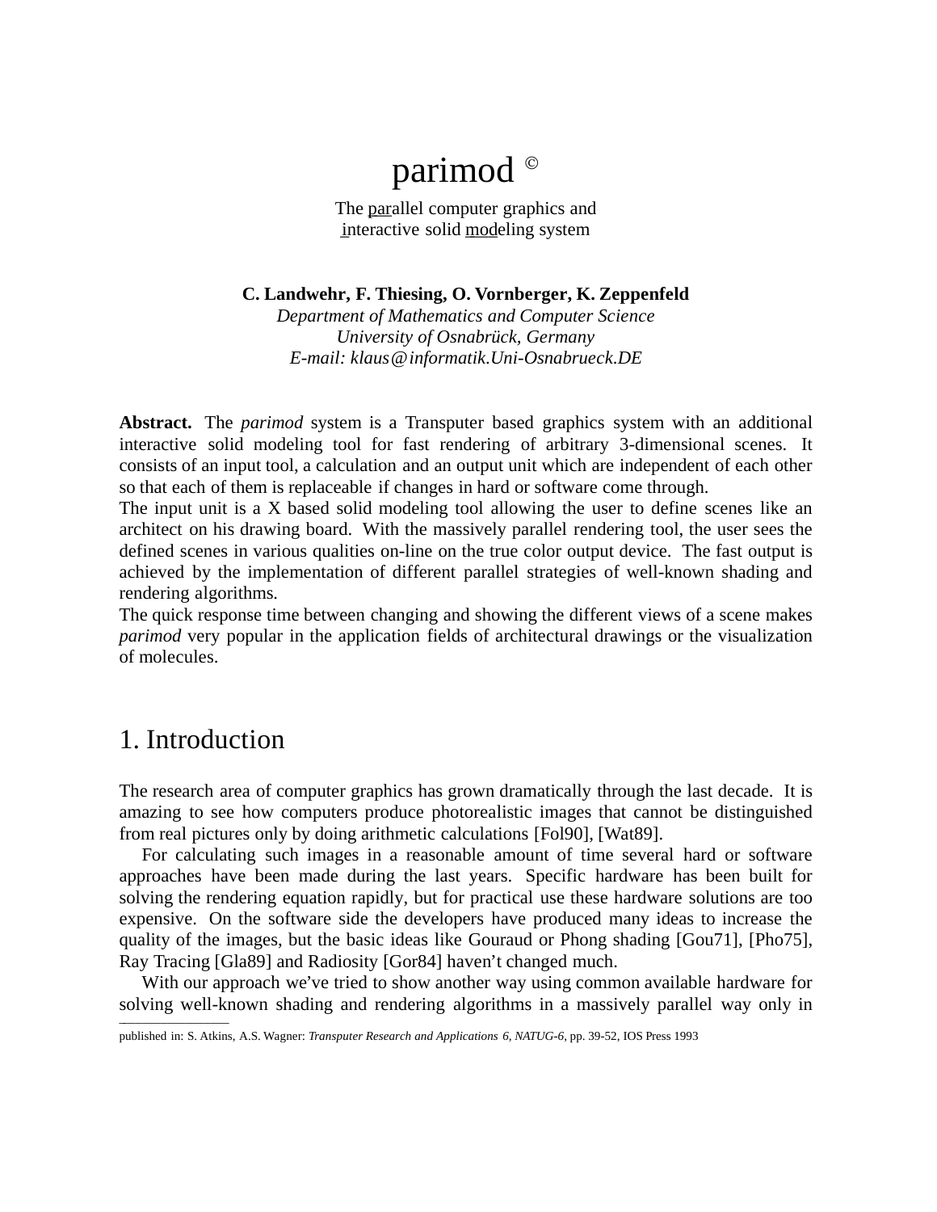# parimod ©

The parallel computer graphics and interactive solid modeling system

**C. Landwehr, F. Thiesing, O. Vornberger, K. Zeppenfeld**
*Department of Mathematics and Computer Science*
*University of Osnabrück, Germany*
*E-mail: klaus@informatik.Uni-Osnabrueck.DE*

**Abstract.** The *parimod* system is a Transputer based graphics system with an additional interactive solid modeling tool for fast rendering of arbitrary 3-dimensional scenes. It consists of an input tool, a calculation and an output unit which are independent of each other so that each of them is replaceable if changes in hard or software come through.
The input unit is a X based solid modeling tool allowing the user to define scenes like an architect on his drawing board. With the massively parallel rendering tool, the user sees the defined scenes in various qualities on-line on the true color output device. The fast output is achieved by the implementation of different parallel strategies of well-known shading and rendering algorithms.
The quick response time between changing and showing the different views of a scene makes *parimod* very popular in the application fields of architectural drawings or the visualization of molecules.

## 1. Introduction

The research area of computer graphics has grown dramatically through the last decade. It is amazing to see how computers produce photorealistic images that cannot be distinguished from real pictures only by doing arithmetic calculations [Fol90], [Wat89].

For calculating such images in a reasonable amount of time several hard or software approaches have been made during the last years. Specific hardware has been built for solving the rendering equation rapidly, but for practical use these hardware solutions are too expensive. On the software side the developers have produced many ideas to increase the quality of the images, but the basic ideas like Gouraud or Phong shading [Gou71], [Pho75], Ray Tracing [Gla89] and Radiosity [Gor84] haven't changed much.

With our approach we've tried to show another way using common available hardware for solving well-known shading and rendering algorithms in a massively parallel way only in

---

published in: S. Atkins, A.S. Wagner: *Transputer Research and Applications 6, NATUG-6*, pp. 39-52, IOS Press 1993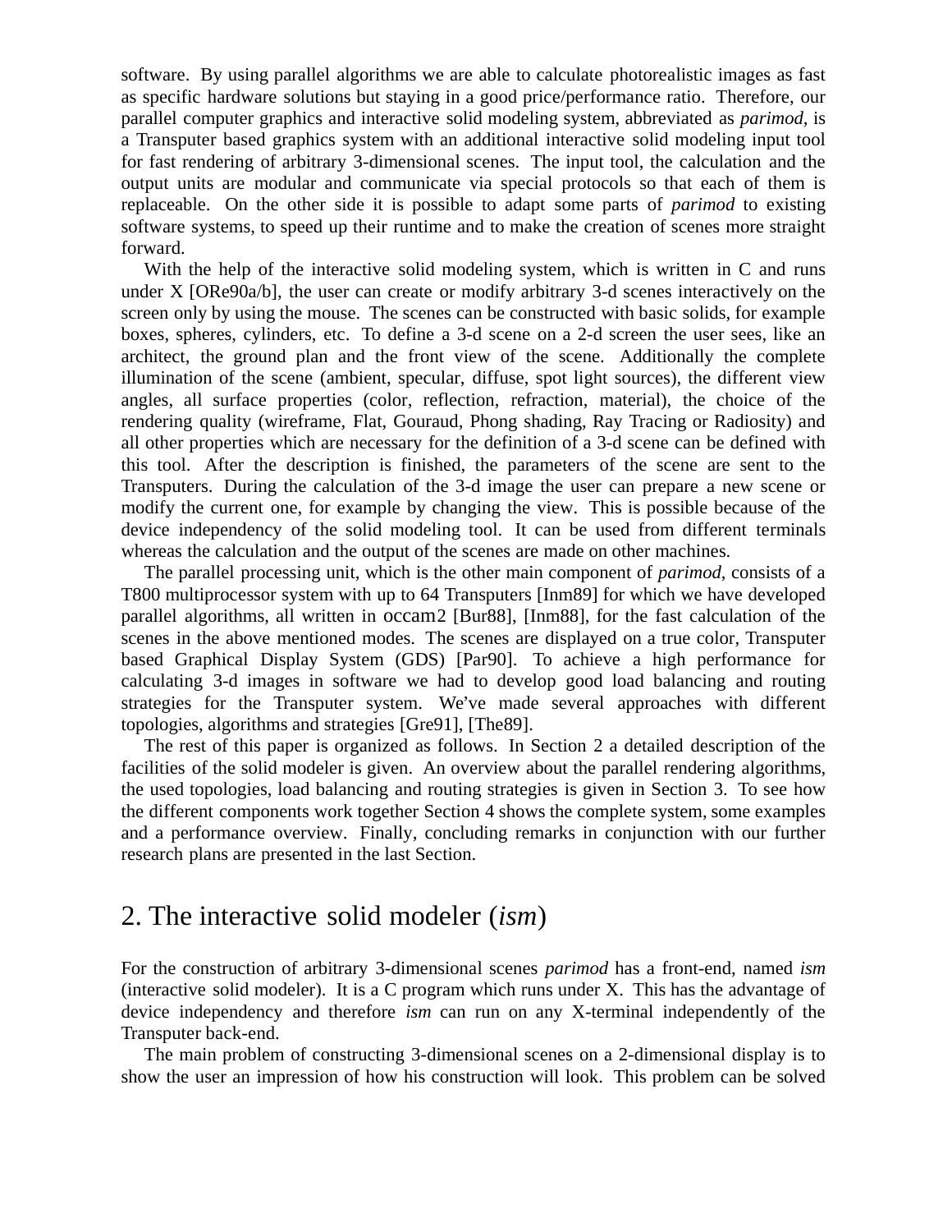software. By using parallel algorithms we are able to calculate photorealistic images as fast as specific hardware solutions but staying in a good price/performance ratio. Therefore, our parallel computer graphics and interactive solid modeling system, abbreviated as *parimod*, is a Transputer based graphics system with an additional interactive solid modeling input tool for fast rendering of arbitrary 3-dimensional scenes. The input tool, the calculation and the output units are modular and communicate via special protocols so that each of them is replaceable. On the other side it is possible to adapt some parts of *parimod* to existing software systems, to speed up their runtime and to make the creation of scenes more straight forward.

With the help of the interactive solid modeling system, which is written in C and runs under X [ORe90a/b], the user can create or modify arbitrary 3-d scenes interactively on the screen only by using the mouse. The scenes can be constructed with basic solids, for example boxes, spheres, cylinders, etc. To define a 3-d scene on a 2-d screen the user sees, like an architect, the ground plan and the front view of the scene. Additionally the complete illumination of the scene (ambient, specular, diffuse, spot light sources), the different view angles, all surface properties (color, reflection, refraction, material), the choice of the rendering quality (wireframe, Flat, Gouraud, Phong shading, Ray Tracing or Radiosity) and all other properties which are necessary for the definition of a 3-d scene can be defined with this tool. After the description is finished, the parameters of the scene are sent to the Transputers. During the calculation of the 3-d image the user can prepare a new scene or modify the current one, for example by changing the view. This is possible because of the device independency of the solid modeling tool. It can be used from different terminals whereas the calculation and the output of the scenes are made on other machines.

The parallel processing unit, which is the other main component of *parimod*, consists of a T800 multiprocessor system with up to 64 Transputers [Inm89] for which we have developed parallel algorithms, all written in occam2 [Bur88], [Inm88], for the fast calculation of the scenes in the above mentioned modes. The scenes are displayed on a true color, Transputer based Graphical Display System (GDS) [Par90]. To achieve a high performance for calculating 3-d images in software we had to develop good load balancing and routing strategies for the Transputer system. We've made several approaches with different topologies, algorithms and strategies [Gre91], [The89].

The rest of this paper is organized as follows. In Section 2 a detailed description of the facilities of the solid modeler is given. An overview about the parallel rendering algorithms, the used topologies, load balancing and routing strategies is given in Section 3. To see how the different components work together Section 4 shows the complete system, some examples and a performance overview. Finally, concluding remarks in conjunction with our further research plans are presented in the last Section.

## 2. The interactive solid modeler (*ism*)

For the construction of arbitrary 3-dimensional scenes *parimod* has a front-end, named *ism* (interactive solid modeler). It is a C program which runs under X. This has the advantage of device independency and therefore *ism* can run on any X-terminal independently of the Transputer back-end.

The main problem of constructing 3-dimensional scenes on a 2-dimensional display is to show the user an impression of how his construction will look. This problem can be solved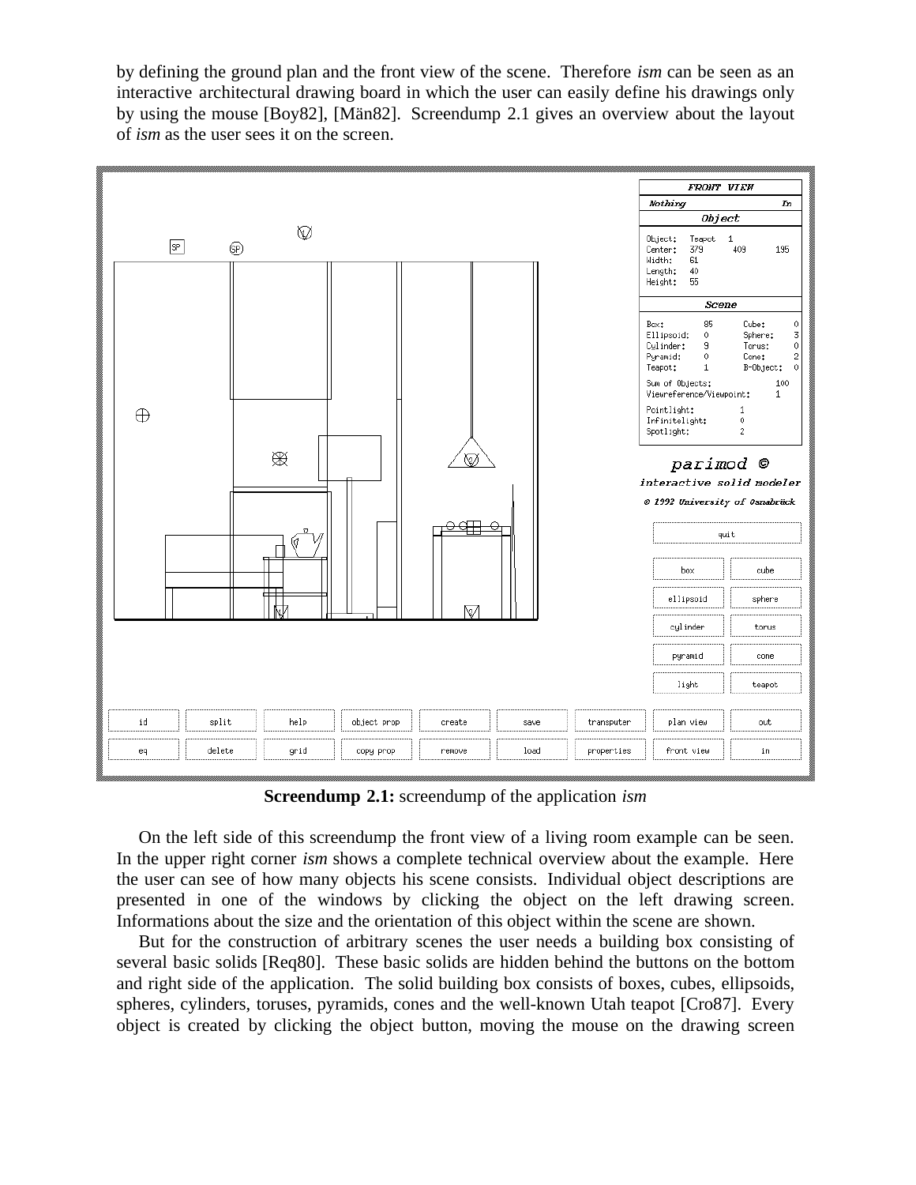by defining the ground plan and the front view of the scene. Therefore *ism* can be seen as an interactive architectural drawing board in which the user can easily define his drawings only by using the mouse [Boy82], [Män82]. Screendump 2.1 gives an overview about the layout of *ism* as the user sees it on the screen.

**Screendump 2.1:** screendump of the application *ism*

On the left side of this screendump the front view of a living room example can be seen. In the upper right corner *ism* shows a complete technical overview about the example. Here the user can see of how many objects his scene consists. Individual object descriptions are presented in one of the windows by clicking the object on the left drawing screen. Informations about the size and the orientation of this object within the scene are shown.

But for the construction of arbitrary scenes the user needs a building box consisting of several basic solids [Req80]. These basic solids are hidden behind the buttons on the bottom and right side of the application. The solid building box consists of boxes, cubes, ellipsoids, spheres, cylinders, toruses, pyramids, cones and the well-known Utah teapot [Cro87]. Every object is created by clicking the object button, moving the mouse on the drawing screen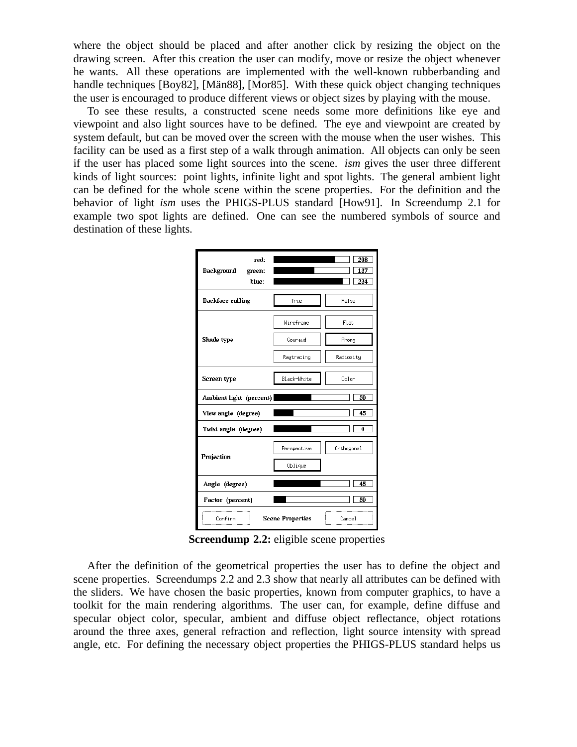where the object should be placed and after another click by resizing the object on the drawing screen. After this creation the user can modify, move or resize the object whenever he wants. All these operations are implemented with the well-known rubberbanding and handle techniques [Boy82], [Män88], [Mor85]. With these quick object changing techniques the user is encouraged to produce different views or object sizes by playing with the mouse.

To see these results, a constructed scene needs some more definitions like eye and viewpoint and also light sources have to be defined. The eye and viewpoint are created by system default, but can be moved over the screen with the mouse when the user wishes. This facility can be used as a first step of a walk through animation. All objects can only be seen if the user has placed some light sources into the scene. *ism* gives the user three different kinds of light sources: point lights, infinite light and spot lights. The general ambient light can be defined for the whole scene within the scene properties. For the definition and the behavior of light *ism* uses the PHIGS-PLUS standard [How91]. In Screendump 2.1 for example two spot lights are defined. One can see the numbered symbols of source and destination of these lights.

| Background | red: | 208 | |
|---|---|---|---|
| | green: | 137 | |
| | blue: | 234 | |
| Backface culling | | True | False |
| Shade type | | Wireframe | Flat |
| | | Gouraud | Phong |
| | | Raytracing | Radiosity |
| Screen type | | Black-White | Color |
| Ambient light (percent) | | 50 | |
| View angle (degree) | | 45 | |
| Twist angle (degree) | | 0 | |
| Projection | | Perspective | Orthogonal |
| | | Oblique | |
| Angle (degree) | | 45 | |
| Factor (percent) | | 50 | |
| Confirm | Scene Properties | | Cancel |

**Screendump 2.2:** eligible scene properties

After the definition of the geometrical properties the user has to define the object and scene properties. Screendumps 2.2 and 2.3 show that nearly all attributes can be defined with the sliders. We have chosen the basic properties, known from computer graphics, to have a toolkit for the main rendering algorithms. The user can, for example, define diffuse and specular object color, specular, ambient and diffuse object reflectance, object rotations around the three axes, general refraction and reflection, light source intensity with spread angle, etc. For defining the necessary object properties the PHIGS-PLUS standard helps us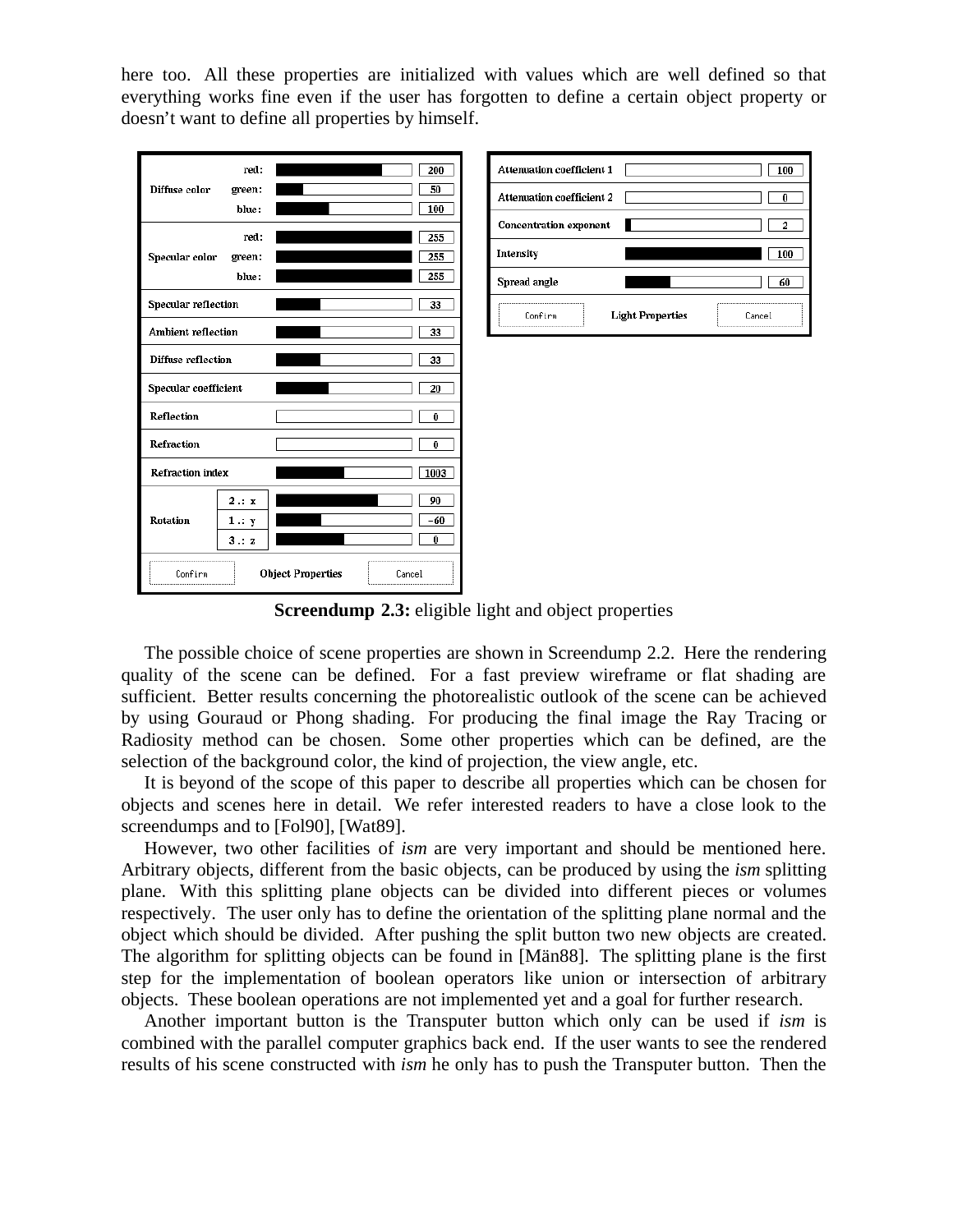here too. All these properties are initialized with values which are well defined so that everything works fine even if the user has forgotten to define a certain object property or doesn't want to define all properties by himself.

| Property | | Value |
|---|---|---|
| Diffuse color | red: | 200 |
| | green: | 50 |
| | blue: | 100 |
| Specular color | red: | 255 |
| | green: | 255 |
| | blue: | 255 |
| Specular reflection | | 33 |
| Ambient reflection | | 33 |
| Diffuse reflection | | 33 |
| Specular coefficient | | 20 |
| Reflection | | 0 |
| Refraction | | 0 |
| Refraction index | | 1003 |
| Rotation | 2 .: x | 90 |
| | 1 .: y | −60 |
| | 3 .: z | 0 |
| Confirm | Object Properties | Cancel |

| Property | Value |
|---|---|
| Attenuation coefficient 1 | 100 |
| Attenuation coefficient 2 | 0 |
| Concentration exponent | 2 |
| Intensity | 100 |
| Spread angle | 60 |
| Confirm / Light Properties | Cancel |

**Screendump 2.3:** eligible light and object properties

The possible choice of scene properties are shown in Screendump 2.2. Here the rendering quality of the scene can be defined. For a fast preview wireframe or flat shading are sufficient. Better results concerning the photorealistic outlook of the scene can be achieved by using Gouraud or Phong shading. For producing the final image the Ray Tracing or Radiosity method can be chosen. Some other properties which can be defined, are the selection of the background color, the kind of projection, the view angle, etc.

It is beyond of the scope of this paper to describe all properties which can be chosen for objects and scenes here in detail. We refer interested readers to have a close look to the screendumps and to [Fol90], [Wat89].

However, two other facilities of *ism* are very important and should be mentioned here. Arbitrary objects, different from the basic objects, can be produced by using the *ism* splitting plane. With this splitting plane objects can be divided into different pieces or volumes respectively. The user only has to define the orientation of the splitting plane normal and the object which should be divided. After pushing the split button two new objects are created. The algorithm for splitting objects can be found in [Män88]. The splitting plane is the first step for the implementation of boolean operators like union or intersection of arbitrary objects. These boolean operations are not implemented yet and a goal for further research.

Another important button is the Transputer button which only can be used if *ism* is combined with the parallel computer graphics back end. If the user wants to see the rendered results of his scene constructed with *ism* he only has to push the Transputer button. Then the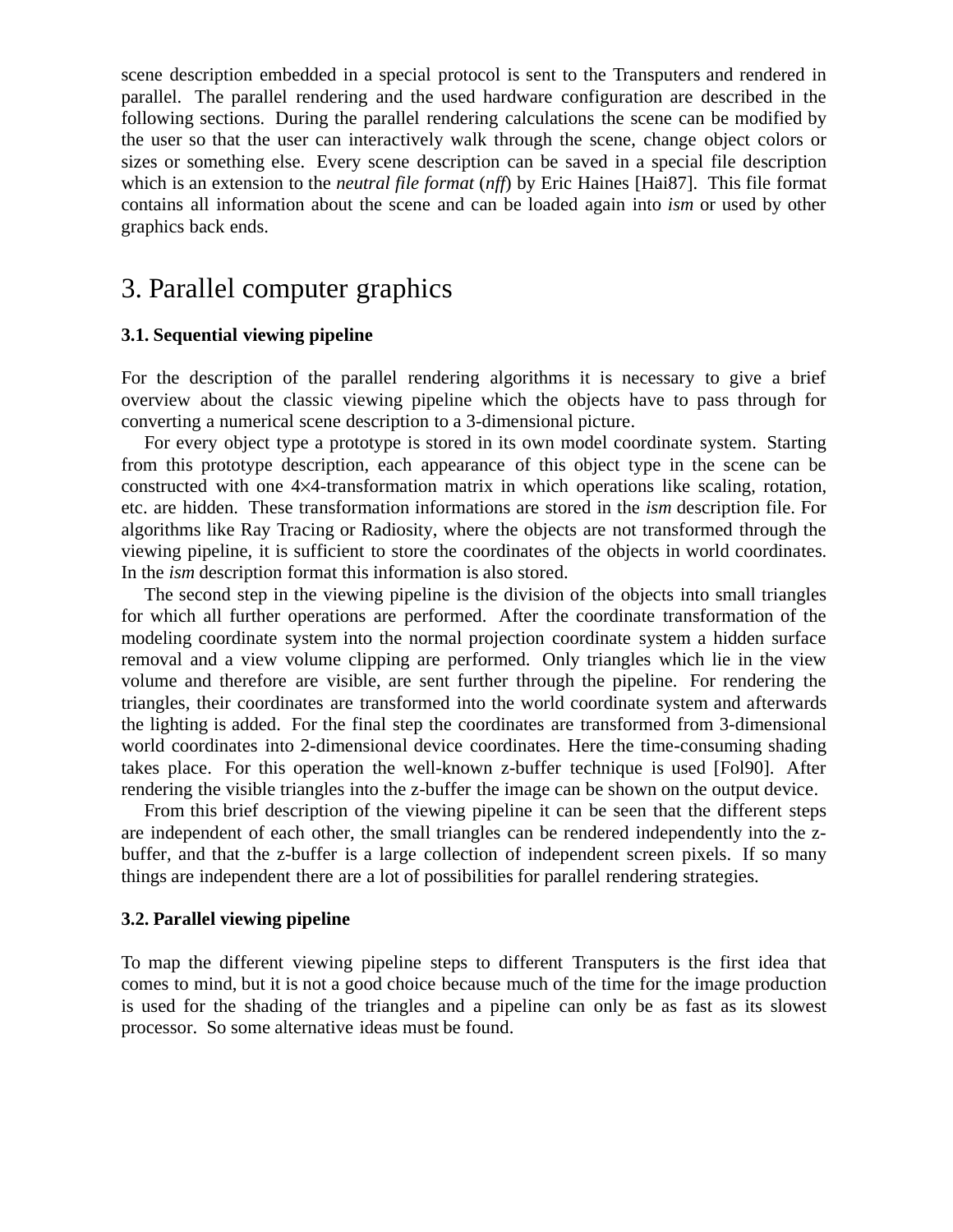scene description embedded in a special protocol is sent to the Transputers and rendered in parallel. The parallel rendering and the used hardware configuration are described in the following sections. During the parallel rendering calculations the scene can be modified by the user so that the user can interactively walk through the scene, change object colors or sizes or something else. Every scene description can be saved in a special file description which is an extension to the *neutral file format* (*nff*) by Eric Haines [Hai87]. This file format contains all information about the scene and can be loaded again into *ism* or used by other graphics back ends.

# 3. Parallel computer graphics

### 3.1. Sequential viewing pipeline

For the description of the parallel rendering algorithms it is necessary to give a brief overview about the classic viewing pipeline which the objects have to pass through for converting a numerical scene description to a 3-dimensional picture.

For every object type a prototype is stored in its own model coordinate system. Starting from this prototype description, each appearance of this object type in the scene can be constructed with one $4 \times 4$-transformation matrix in which operations like scaling, rotation, etc. are hidden. These transformation informations are stored in the *ism* description file. For algorithms like Ray Tracing or Radiosity, where the objects are not transformed through the viewing pipeline, it is sufficient to store the coordinates of the objects in world coordinates. In the *ism* description format this information is also stored.

The second step in the viewing pipeline is the division of the objects into small triangles for which all further operations are performed. After the coordinate transformation of the modeling coordinate system into the normal projection coordinate system a hidden surface removal and a view volume clipping are performed. Only triangles which lie in the view volume and therefore are visible, are sent further through the pipeline. For rendering the triangles, their coordinates are transformed into the world coordinate system and afterwards the lighting is added. For the final step the coordinates are transformed from 3-dimensional world coordinates into 2-dimensional device coordinates. Here the time-consuming shading takes place. For this operation the well-known z-buffer technique is used [Fol90]. After rendering the visible triangles into the z-buffer the image can be shown on the output device.

From this brief description of the viewing pipeline it can be seen that the different steps are independent of each other, the small triangles can be rendered independently into the z-buffer, and that the z-buffer is a large collection of independent screen pixels. If so many things are independent there are a lot of possibilities for parallel rendering strategies.

### 3.2. Parallel viewing pipeline

To map the different viewing pipeline steps to different Transputers is the first idea that comes to mind, but it is not a good choice because much of the time for the image production is used for the shading of the triangles and a pipeline can only be as fast as its slowest processor. So some alternative ideas must be found.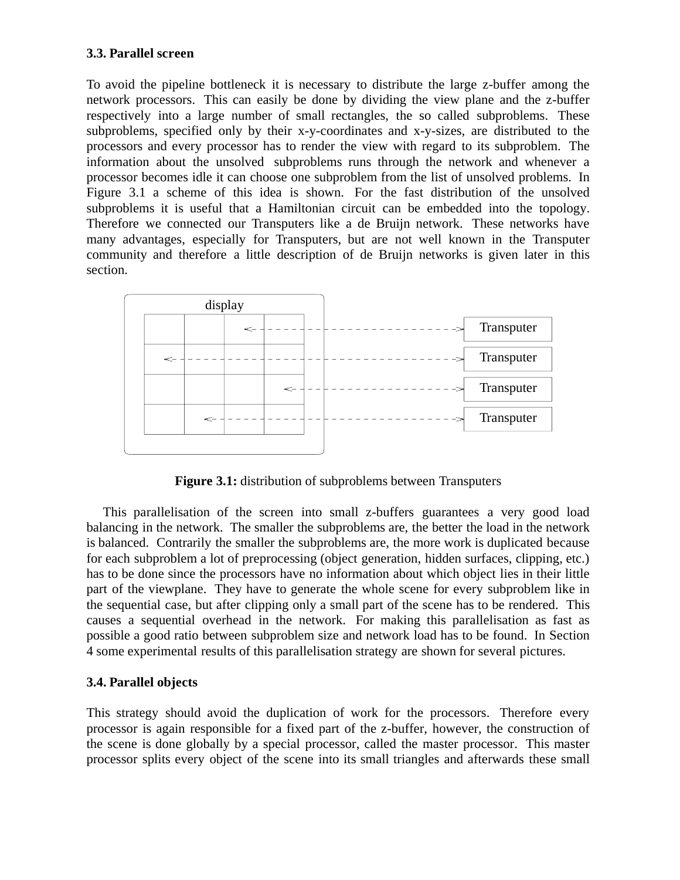### 3.3. Parallel screen

To avoid the pipeline bottleneck it is necessary to distribute the large z-buffer among the network processors. This can easily be done by dividing the view plane and the z-buffer respectively into a large number of small rectangles, the so called subproblems. These subproblems, specified only by their x-y-coordinates and x-y-sizes, are distributed to the processors and every processor has to render the view with regard to its subproblem. The information about the unsolved subproblems runs through the network and whenever a processor becomes idle it can choose one subproblem from the list of unsolved problems. In Figure 3.1 a scheme of this idea is shown. For the fast distribution of the unsolved subproblems it is useful that a Hamiltonian circuit can be embedded into the topology. Therefore we connected our Transputers like a de Bruijn network. These networks have many advantages, especially for Transputers, but are not well known in the Transputer community and therefore a little description of de Bruijn networks is given later in this section.

**Figure 3.1:** distribution of subproblems between Transputers

This parallelisation of the screen into small z-buffers guarantees a very good load balancing in the network. The smaller the subproblems are, the better the load in the network is balanced. Contrarily the smaller the subproblems are, the more work is duplicated because for each subproblem a lot of preprocessing (object generation, hidden surfaces, clipping, etc.) has to be done since the processors have no information about which object lies in their little part of the viewplane. They have to generate the whole scene for every subproblem like in the sequential case, but after clipping only a small part of the scene has to be rendered. This causes a sequential overhead in the network. For making this parallelisation as fast as possible a good ratio between subproblem size and network load has to be found. In Section 4 some experimental results of this parallelisation strategy are shown for several pictures.

### 3.4. Parallel objects

This strategy should avoid the duplication of work for the processors. Therefore every processor is again responsible for a fixed part of the z-buffer, however, the construction of the scene is done globally by a special processor, called the master processor. This master processor splits every object of the scene into its small triangles and afterwards these small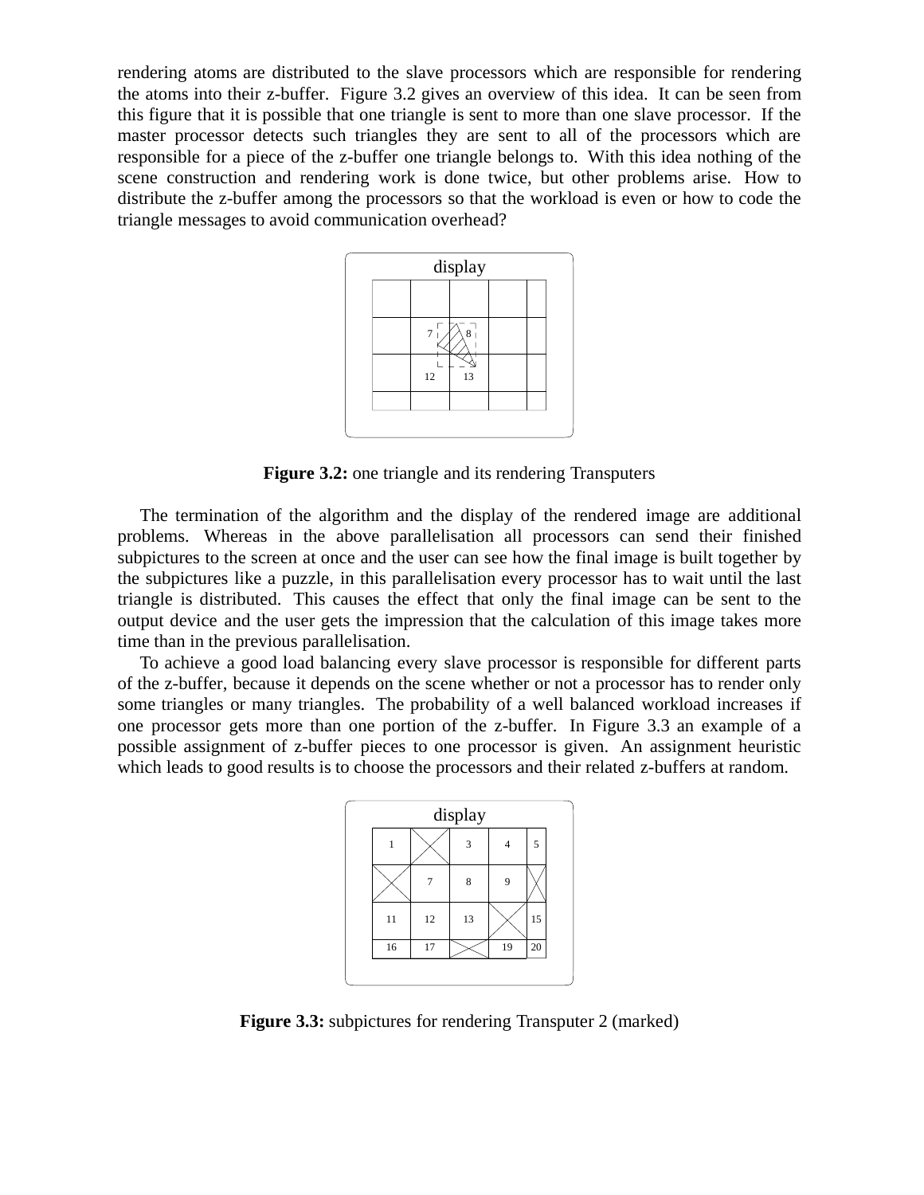rendering atoms are distributed to the slave processors which are responsible for rendering the atoms into their z-buffer. Figure 3.2 gives an overview of this idea. It can be seen from this figure that it is possible that one triangle is sent to more than one slave processor. If the master processor detects such triangles they are sent to all of the processors which are responsible for a piece of the z-buffer one triangle belongs to. With this idea nothing of the scene construction and rendering work is done twice, but other problems arise. How to distribute the z-buffer among the processors so that the workload is even or how to code the triangle messages to avoid communication overhead?

**Figure 3.2:** one triangle and its rendering Transputers

The termination of the algorithm and the display of the rendered image are additional problems. Whereas in the above parallelisation all processors can send their finished subpictures to the screen at once and the user can see how the final image is built together by the subpictures like a puzzle, in this parallelisation every processor has to wait until the last triangle is distributed. This causes the effect that only the final image can be sent to the output device and the user gets the impression that the calculation of this image takes more time than in the previous parallelisation.

To achieve a good load balancing every slave processor is responsible for different parts of the z-buffer, because it depends on the scene whether or not a processor has to render only some triangles or many triangles. The probability of a well balanced workload increases if one processor gets more than one portion of the z-buffer. In Figure 3.3 an example of a possible assignment of z-buffer pieces to one processor is given. An assignment heuristic which leads to good results is to choose the processors and their related z-buffers at random.

**Figure 3.3:** subpictures for rendering Transputer 2 (marked)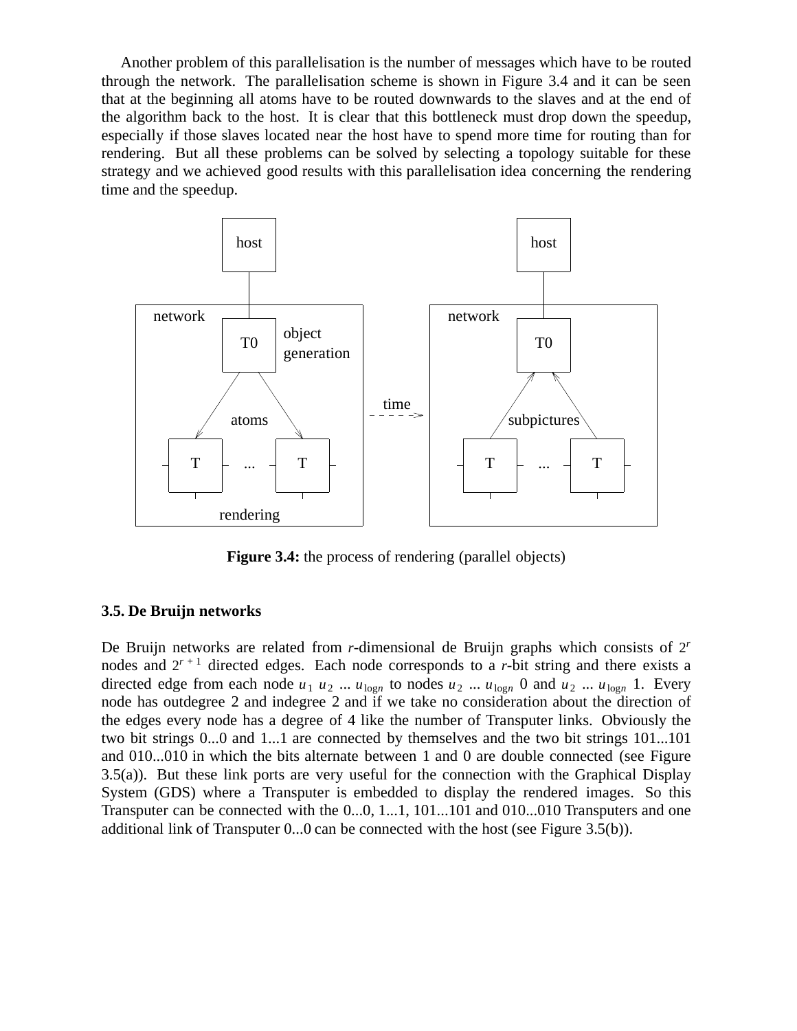Another problem of this parallelisation is the number of messages which have to be routed through the network. The parallelisation scheme is shown in Figure 3.4 and it can be seen that at the beginning all atoms have to be routed downwards to the slaves and at the end of the algorithm back to the host. It is clear that this bottleneck must drop down the speedup, especially if those slaves located near the host have to spend more time for routing than for rendering. But all these problems can be solved by selecting a topology suitable for these strategy and we achieved good results with this parallelisation idea concerning the rendering time and the speedup.

**Figure 3.4:** the process of rendering (parallel objects)

### 3.5. De Bruijn networks

De Bruijn networks are related from $r$-dimensional de Bruijn graphs which consists of $2^r$ nodes and $2^{r+1}$ directed edges. Each node corresponds to a $r$-bit string and there exists a directed edge from each node $u_1\ u_2\ \ldots\ u_{\log n}$ to nodes $u_2\ \ldots\ u_{\log n}\ 0$ and $u_2\ \ldots\ u_{\log n}\ 1$. Every node has outdegree 2 and indegree 2 and if we take no consideration about the direction of the edges every node has a degree of 4 like the number of Transputer links. Obviously the two bit strings 0...0 and 1...1 are connected by themselves and the two bit strings 101...101 and 010...010 in which the bits alternate between 1 and 0 are double connected (see Figure 3.5(a)). But these link ports are very useful for the connection with the Graphical Display System (GDS) where a Transputer is embedded to display the rendered images. So this Transputer can be connected with the 0...0, 1...1, 101...101 and 010...010 Transputers and one additional link of Transputer 0...0 can be connected with the host (see Figure 3.5(b)).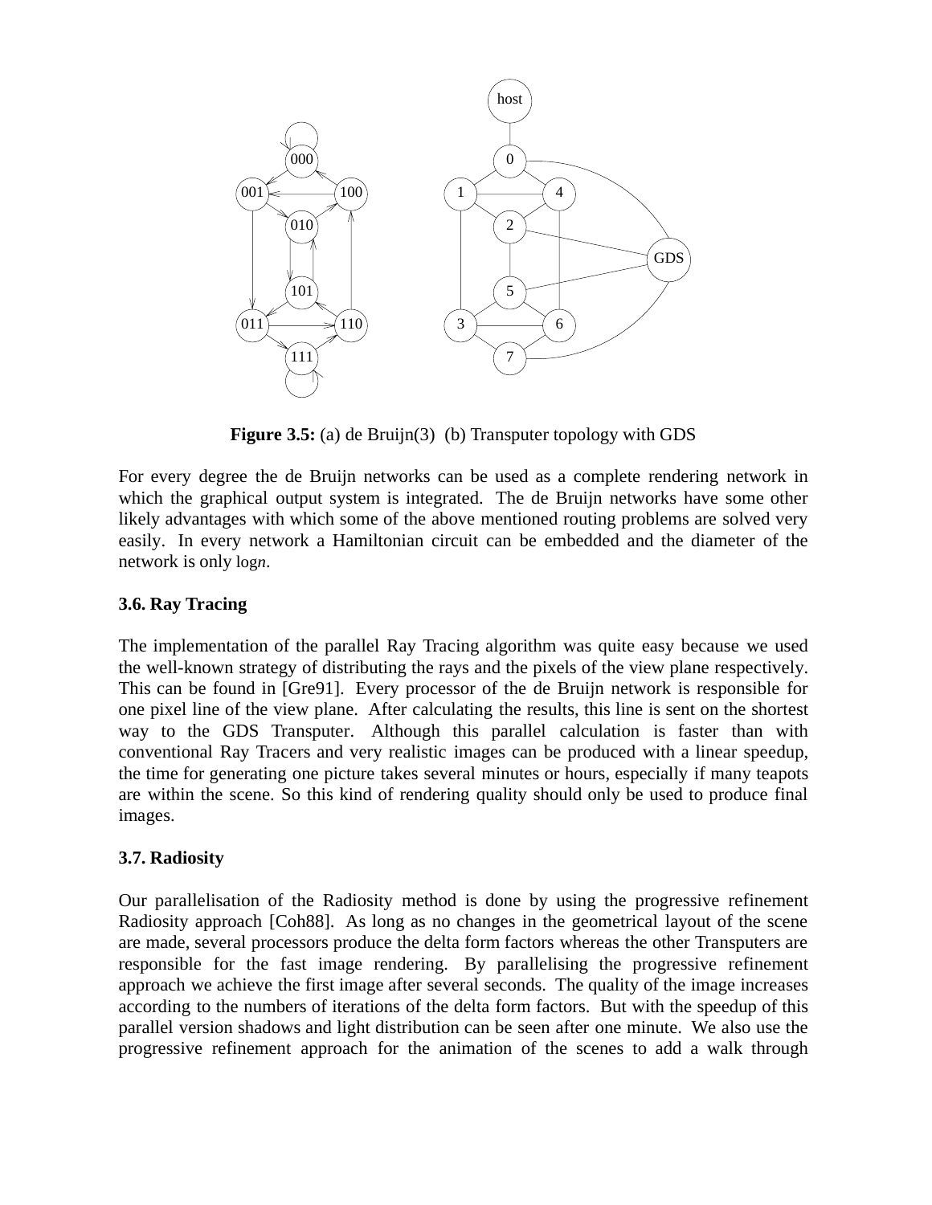**Figure 3.5:** (a) de Bruijn(3) (b) Transputer topology with GDS

For every degree the de Bruijn networks can be used as a complete rendering network in which the graphical output system is integrated. The de Bruijn networks have some other likely advantages with which some of the above mentioned routing problems are solved very easily. In every network a Hamiltonian circuit can be embedded and the diameter of the network is only $\log n$.

### 3.6. Ray Tracing

The implementation of the parallel Ray Tracing algorithm was quite easy because we used the well-known strategy of distributing the rays and the pixels of the view plane respectively. This can be found in [Gre91]. Every processor of the de Bruijn network is responsible for one pixel line of the view plane. After calculating the results, this line is sent on the shortest way to the GDS Transputer. Although this parallel calculation is faster than with conventional Ray Tracers and very realistic images can be produced with a linear speedup, the time for generating one picture takes several minutes or hours, especially if many teapots are within the scene. So this kind of rendering quality should only be used to produce final images.

### 3.7. Radiosity

Our parallelisation of the Radiosity method is done by using the progressive refinement Radiosity approach [Coh88]. As long as no changes in the geometrical layout of the scene are made, several processors produce the delta form factors whereas the other Transputers are responsible for the fast image rendering. By parallelising the progressive refinement approach we achieve the first image after several seconds. The quality of the image increases according to the numbers of iterations of the delta form factors. But with the speedup of this parallel version shadows and light distribution can be seen after one minute. We also use the progressive refinement approach for the animation of the scenes to add a walk through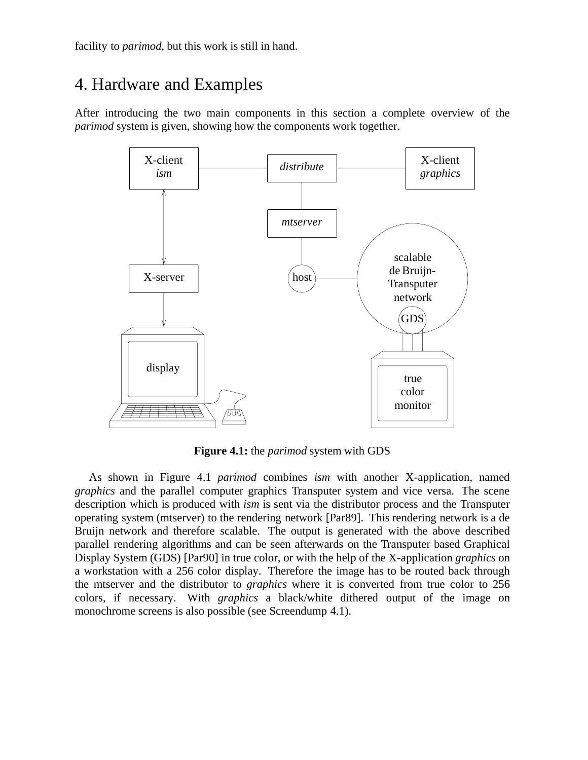facility to *parimod*, but this work is still in hand.

# 4. Hardware and Examples

After introducing the two main components in this section a complete overview of the *parimod* system is given, showing how the components work together.

**Figure 4.1:** the *parimod* system with GDS

As shown in Figure 4.1 *parimod* combines *ism* with another X-application, named *graphics* and the parallel computer graphics Transputer system and vice versa. The scene description which is produced with *ism* is sent via the distributor process and the Transputer operating system (mtserver) to the rendering network [Par89]. This rendering network is a de Bruijn network and therefore scalable. The output is generated with the above described parallel rendering algorithms and can be seen afterwards on the Transputer based Graphical Display System (GDS) [Par90] in true color, or with the help of the X-application *graphics* on a workstation with a 256 color display. Therefore the image has to be routed back through the mtserver and the distributor to *graphics* where it is converted from true color to 256 colors, if necessary. With *graphics* a black/white dithered output of the image on monochrome screens is also possible (see Screendump 4.1).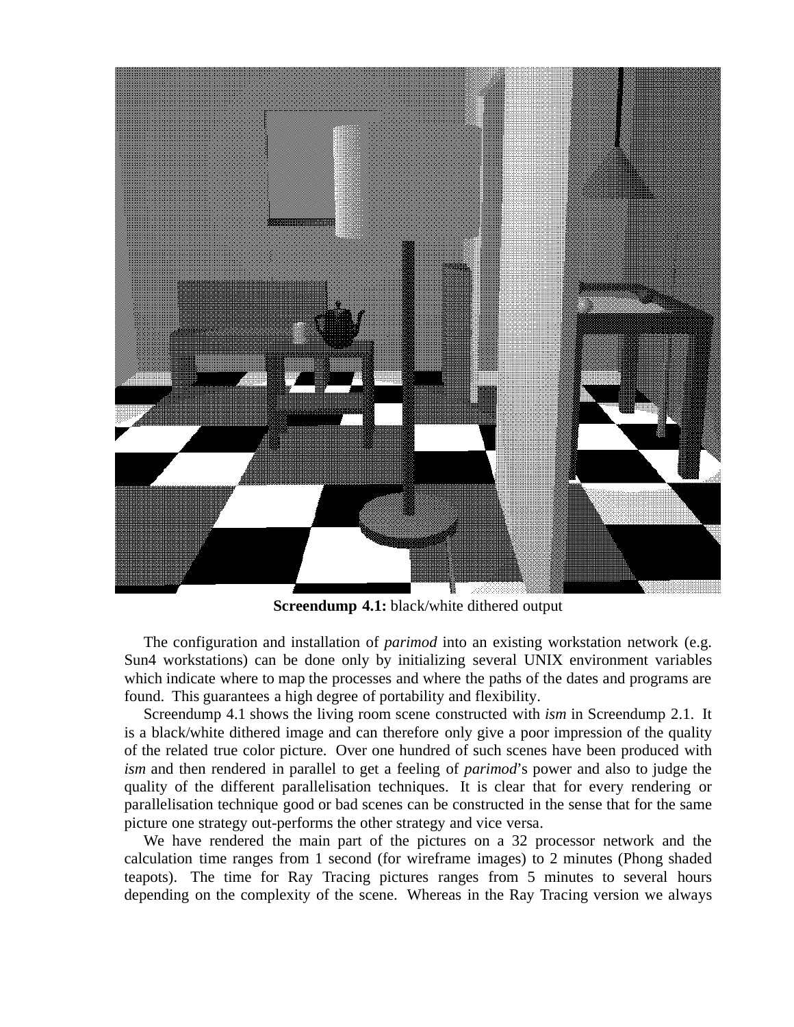**Screendump 4.1:** black/white dithered output

The configuration and installation of *parimod* into an existing workstation network (e.g. Sun4 workstations) can be done only by initializing several UNIX environment variables which indicate where to map the processes and where the paths of the dates and programs are found. This guarantees a high degree of portability and flexibility.

Screendump 4.1 shows the living room scene constructed with *ism* in Screendump 2.1. It is a black/white dithered image and can therefore only give a poor impression of the quality of the related true color picture. Over one hundred of such scenes have been produced with *ism* and then rendered in parallel to get a feeling of *parimod*'s power and also to judge the quality of the different parallelisation techniques. It is clear that for every rendering or parallelisation technique good or bad scenes can be constructed in the sense that for the same picture one strategy out-performs the other strategy and vice versa.

We have rendered the main part of the pictures on a 32 processor network and the calculation time ranges from 1 second (for wireframe images) to 2 minutes (Phong shaded teapots). The time for Ray Tracing pictures ranges from 5 minutes to several hours depending on the complexity of the scene. Whereas in the Ray Tracing version we always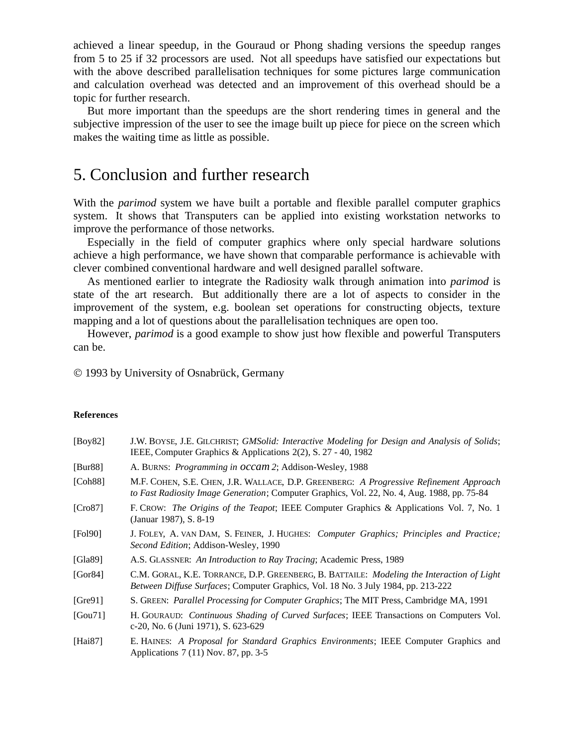achieved a linear speedup, in the Gouraud or Phong shading versions the speedup ranges from 5 to 25 if 32 processors are used. Not all speedups have satisfied our expectations but with the above described parallelisation techniques for some pictures large communication and calculation overhead was detected and an improvement of this overhead should be a topic for further research.

But more important than the speedups are the short rendering times in general and the subjective impression of the user to see the image built up piece for piece on the screen which makes the waiting time as little as possible.

# 5. Conclusion and further research

With the *parimod* system we have built a portable and flexible parallel computer graphics system. It shows that Transputers can be applied into existing workstation networks to improve the performance of those networks.

Especially in the field of computer graphics where only special hardware solutions achieve a high performance, we have shown that comparable performance is achievable with clever combined conventional hardware and well designed parallel software.

As mentioned earlier to integrate the Radiosity walk through animation into *parimod* is state of the art research. But additionally there are a lot of aspects to consider in the improvement of the system, e.g. boolean set operations for constructing objects, texture mapping and a lot of questions about the parallelisation techniques are open too.

However, *parimod* is a good example to show just how flexible and powerful Transputers can be.

© 1993 by University of Osnabrück, Germany

**References**

[Boy82] J.W. Boyse, J.E. Gilchrist; *GMSolid: Interactive Modeling for Design and Analysis of Solids*; IEEE, Computer Graphics & Applications 2(2), S. 27 - 40, 1982

[Bur88] A. Burns: *Programming in occam 2*; Addison-Wesley, 1988

[Coh88] M.F. Cohen, S.E. Chen, J.R. Wallace, D.P. Greenberg: *A Progressive Refinement Approach to Fast Radiosity Image Generation*; Computer Graphics, Vol. 22, No. 4, Aug. 1988, pp. 75-84

[Cro87] F. Crow: *The Origins of the Teapot*; IEEE Computer Graphics & Applications Vol. 7, No. 1 (Januar 1987), S. 8-19

[Fol90] J. Foley, A. van Dam, S. Feiner, J. Hughes: *Computer Graphics; Principles and Practice; Second Edition*; Addison-Wesley, 1990

[Gla89] A.S. Glassner: *An Introduction to Ray Tracing*; Academic Press, 1989

[Gor84] C.M. Goral, K.E. Torrance, D.P. Greenberg, B. Battaile: *Modeling the Interaction of Light Between Diffuse Surfaces*; Computer Graphics, Vol. 18 No. 3 July 1984, pp. 213-222

[Gre91] S. Green: *Parallel Processing for Computer Graphics*; The MIT Press, Cambridge MA, 1991

[Gou71] H. Gouraud: *Continuous Shading of Curved Surfaces*; IEEE Transactions on Computers Vol. c-20, No. 6 (Juni 1971), S. 623-629

[Hai87] E. Haines: *A Proposal for Standard Graphics Environments*; IEEE Computer Graphics and Applications 7 (11) Nov. 87, pp. 3-5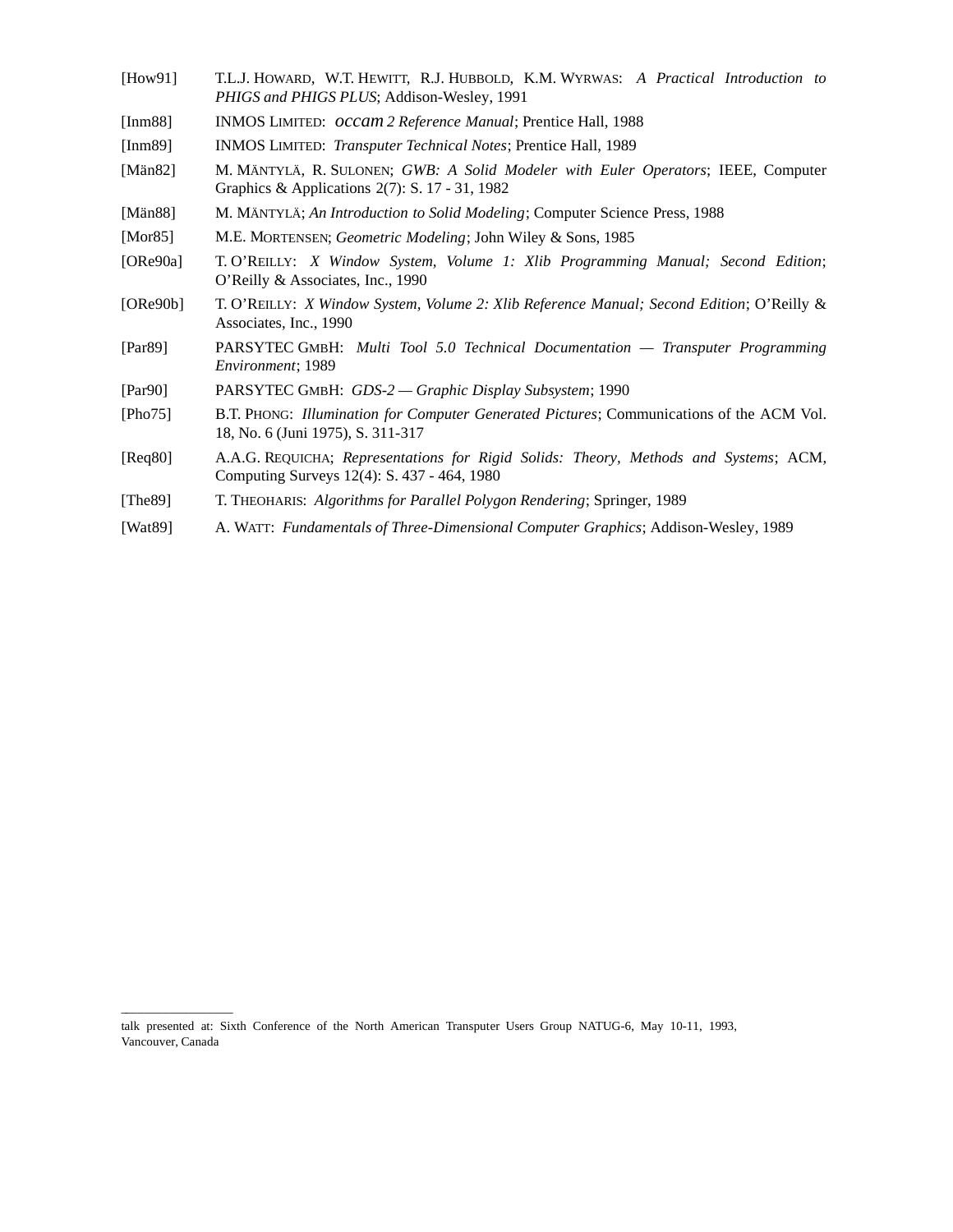[How91] T.L.J. Howard, W.T. Hewitt, R.J. Hubbold, K.M. Wyrwas: *A Practical Introduction to PHIGS and PHIGS PLUS*; Addison-Wesley, 1991

[Inm88] INMOS Limited: *occam 2 Reference Manual*; Prentice Hall, 1988

[Inm89] INMOS Limited: *Transputer Technical Notes*; Prentice Hall, 1989

[Män82] M. Mäntylä, R. Sulonen; *GWB: A Solid Modeler with Euler Operators*; IEEE, Computer Graphics & Applications 2(7): S. 17 - 31, 1982

[Män88] M. Mäntylä; *An Introduction to Solid Modeling*; Computer Science Press, 1988

[Mor85] M.E. Mortensen; *Geometric Modeling*; John Wiley & Sons, 1985

[ORe90a] T. O'Reilly: *X Window System, Volume 1: Xlib Programming Manual; Second Edition*; O'Reilly & Associates, Inc., 1990

[ORe90b] T. O'Reilly: *X Window System, Volume 2: Xlib Reference Manual; Second Edition*; O'Reilly & Associates, Inc., 1990

[Par89] PARSYTEC GmbH: *Multi Tool 5.0 Technical Documentation — Transputer Programming Environment*; 1989

[Par90] PARSYTEC GmbH: *GDS-2 — Graphic Display Subsystem*; 1990

[Pho75] B.T. Phong: *Illumination for Computer Generated Pictures*; Communications of the ACM Vol. 18, No. 6 (Juni 1975), S. 311-317

[Req80] A.A.G. Requicha; *Representations for Rigid Solids: Theory, Methods and Systems*; ACM, Computing Surveys 12(4): S. 437 - 464, 1980

[The89] T. Theoharis: *Algorithms for Parallel Polygon Rendering*; Springer, 1989

[Wat89] A. Watt: *Fundamentals of Three-Dimensional Computer Graphics*; Addison-Wesley, 1989

---

talk presented at: Sixth Conference of the North American Transputer Users Group NATUG-6, May 10-11, 1993, Vancouver, Canada